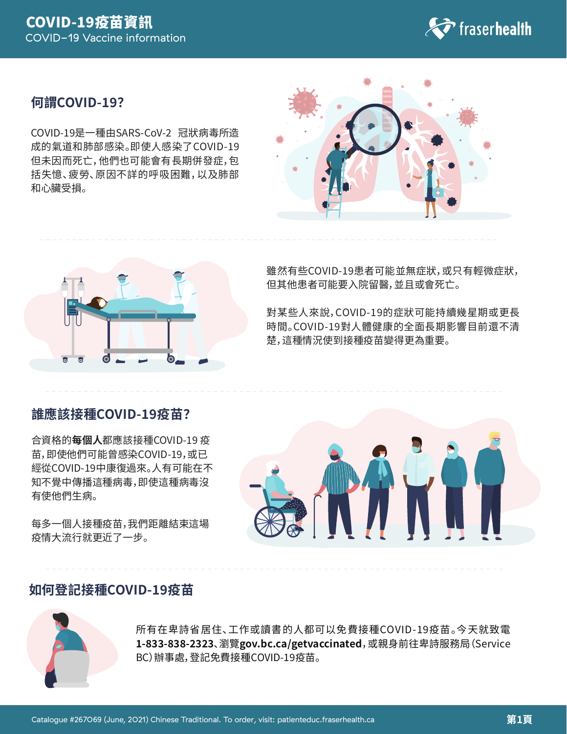# COVID-19疫苗資訊

COVID–19 Vaccine information

## 何謂COVID-19?

COVID-19是一種由SARS-CoV-2 冠狀病毒所造成的氣道和肺部感染。即使人感染了COVID-19但未因而死亡，他們也可能會有長期併發症，包括失憶、疲勞、原因不詳的呼吸困難，以及肺部和心臟受損。

雖然有些COVID-19患者可能並無症狀，或只有輕微症狀，但其他患者可能要入院留醫，並且或會死亡。

對某些人來說，COVID-19的症狀可能持續幾星期或更長時間。COVID-19對人體健康的全面長期影響目前還不清楚，這種情況使到接種疫苗變得更為重要。

## 誰應該接種COVID-19疫苗?

合資格的**每個人**都應該接種COVID-19 疫苗，即使他們可能曾感染COVID-19，或已經從COVID-19中康復過來。人有可能在不知不覺中傳播這種病毒，即使這種病毒沒有使他們生病。

每多一個人接種疫苗，我們距離結束這場疫情大流行就更近了一步。

## 如何登記接種COVID-19疫苗

所有在卑詩省居住、工作或讀書的人都可以免費接種COVID-19疫苗。今天就致電**1-833-838-2323**、瀏覽**gov.bc.ca/getvaccinated**，或親身前往卑詩服務局（Service BC）辦事處，登記免費接種COVID-19疫苗。

Catalogue #267069 (June, 2021) Chinese Traditional. To order, visit: patienteduc.fraserhealth.ca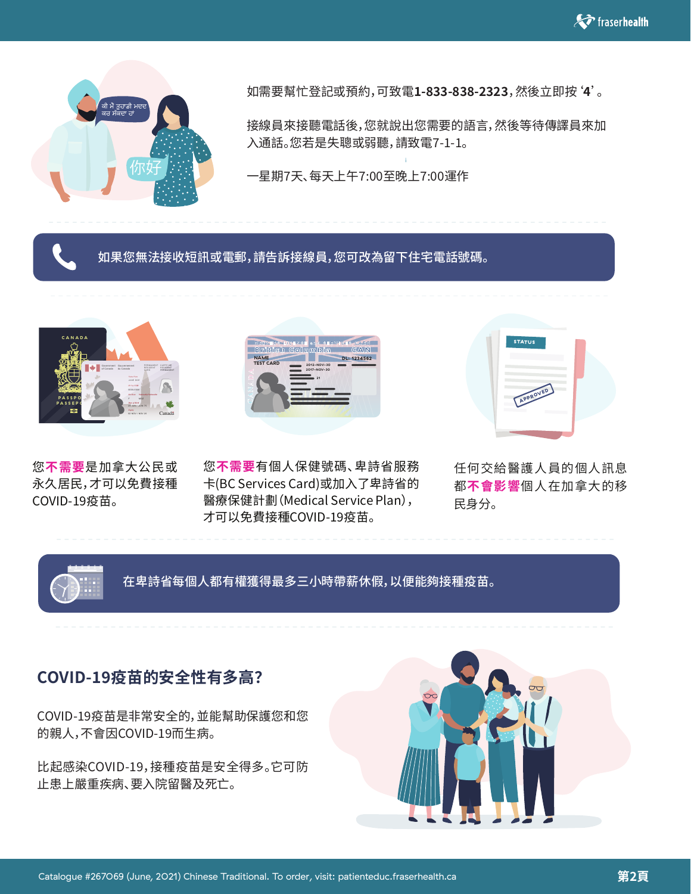如需要幫忙登記或預約，可致電**1-833-838-2323**，然後立即按 ‘**4**’。

接線員來接聽電話後，您就說出您需要的語言，然後等待傳譯員來加入通話。您若是失聰或弱聽，請致電7-1-1。

一星期7天、每天上午7:00至晚上7:00運作

如果您無法接收短訊或電郵，請告訴接線員，您可改為留下住宅電話號碼。

您**不需要**是加拿大公民或永久居民，才可以免費接種COVID-19疫苗。

您**不需要**有個人保健號碼、卑詩省服務卡(BC Services Card)或加入了卑詩省的醫療保健計劃（Medical Service Plan），才可以免費接種COVID-19疫苗。

任何交給醫護人員的個人訊息都**不會影響**個人在加拿大的移民身分。

在卑詩省每個人都有權獲得最多三小時帶薪休假，以便能夠接種疫苗。

## COVID-19疫苗的安全性有多高？

COVID-19疫苗是非常安全的，並能幫助保護您和您的親人，不會因COVID-19而生病。

比起感染COVID-19，接種疫苗是安全得多。它可防止患上嚴重疾病、要入院留醫及死亡。

Catalogue #267069 (June, 2021) Chinese Traditional. To order, visit: patienteduc.fraserhealth.ca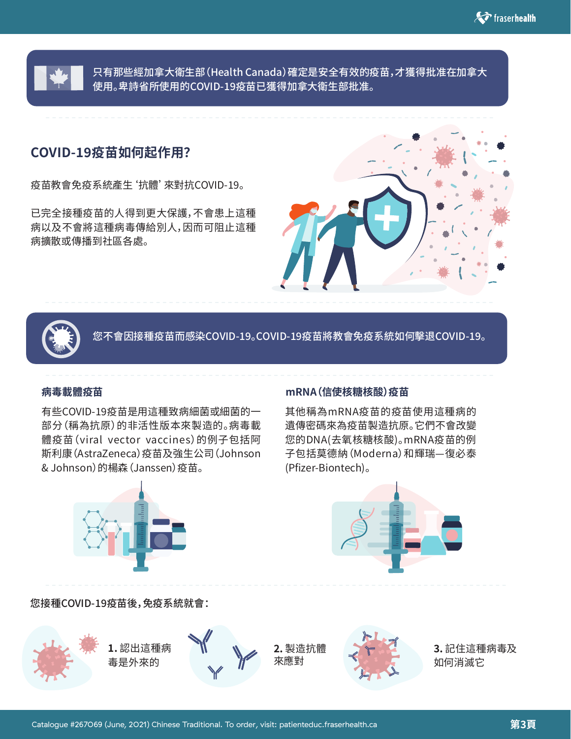只有那些經加拿大衛生部(Health Canada)確定是安全有效的疫苗,才獲得批准在加拿大使用。卑詩省所使用的COVID-19疫苗已獲得加拿大衛生部批准。

## COVID-19疫苗如何起作用?

疫苗教會免疫系統產生 '抗體' 來對抗COVID-19。

已完全接種疫苗的人得到更大保護,不會患上這種病以及不會將這種病毒傳給別人,因而可阻止這種病擴散或傳播到社區各處。

您不會因接種疫苗而感染COVID-19。COVID-19疫苗將教會免疫系統如何擊退COVID-19。

### 病毒載體疫苗

有些COVID-19疫苗是用這種致病細菌或細菌的一部分(稱為抗原)的非活性版本來製造的。病毒載體疫苗(viral vector vaccines)的例子包括阿斯利康(AstraZeneca)疫苗及強生公司(Johnson & Johnson)的楊森(Janssen)疫苗。

### mRNA(信使核糖核酸)疫苗

其他稱為mRNA疫苗的疫苗使用這種病的遺傳密碼來為疫苗製造抗原。它們不會改變您的DNA(去氧核糖核酸)。mRNA疫苗的例子包括莫德納(Moderna)和輝瑞—復必泰(Pfizer-Biontech)。

您接種COVID-19疫苗後,免疫系統就會:

1. 認出這種病毒是外來的
2. 製造抗體來應對
3. 記住這種病毒及如何消滅它

Catalogue #267069 (June, 2021) Chinese Traditional. To order, visit: patienteduc.fraserhealth.ca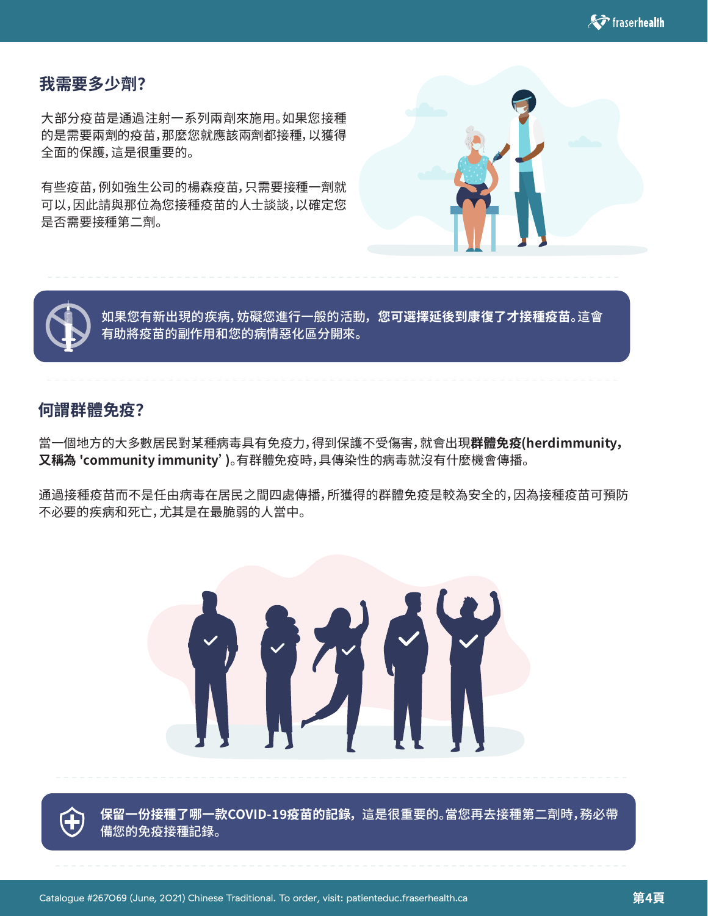## 我需要多少劑?

大部分疫苗是通過注射一系列兩劑來施用。如果您接種的是需要兩劑的疫苗,那麼您就應該兩劑都接種,以獲得全面的保護,這是很重要的。

有些疫苗,例如強生公司的楊森疫苗,只需要接種一劑就可以,因此請與那位為您接種疫苗的人士談談,以確定您是否需要接種第二劑。

如果您有新出現的疾病,妨礙您進行一般的活動,**您可選擇延後到康復了才接種疫苗。**這會有助將疫苗的副作用和您的病情惡化區分開來。

## 何謂群體免疫?

當一個地方的大多數居民對某種病毒具有免疫力,得到保護不受傷害,就會出現**群體免疫(herdimmunity,又稱為 'community immunity' )**。有群體免疫時,具傳染性的病毒就沒有什麼機會傳播。

通過接種疫苗而不是任由病毒在居民之間四處傳播,所獲得的群體免疫是較為安全的,因為接種疫苗可預防不必要的疾病和死亡,尤其是在最脆弱的人當中。

**保留一份接種了哪一款COVID-19疫苗的記錄,**這是很重要的。當您再去接種第二劑時,務必帶備您的免疫接種記錄。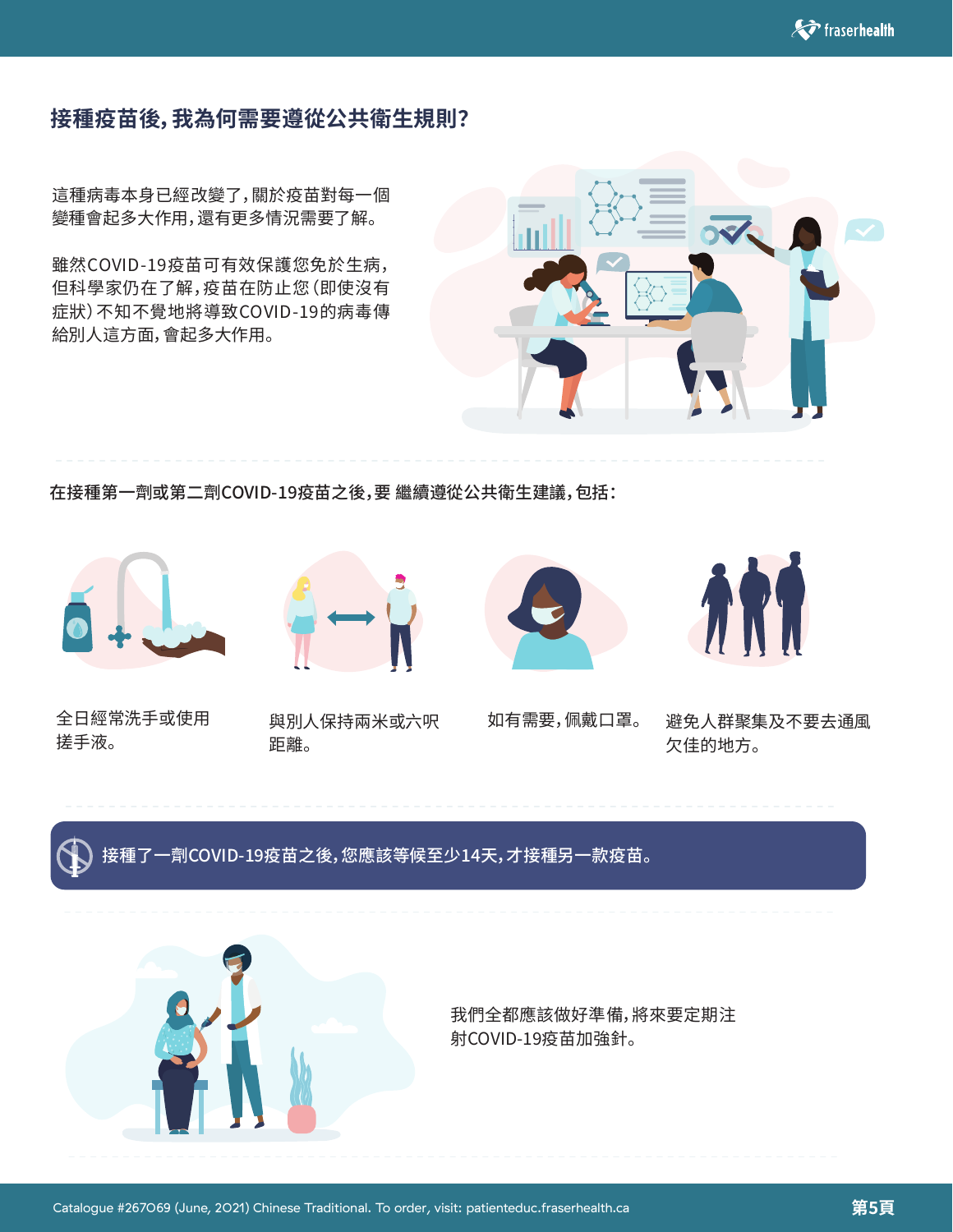## 接種疫苗後，我為何需要遵從公共衛生規則？

這種病毒本身已經改變了，關於疫苗對每一個變種會起多大作用，還有更多情況需要了解。

雖然COVID-19疫苗可有效保護您免於生病，但科學家仍在了解，疫苗在防止您（即使沒有症狀）不知不覺地將導致COVID-19的病毒傳給別人這方面，會起多大作用。

在接種第一劑或第二劑COVID-19疫苗之後，要 繼續遵從公共衛生建議，包括：

- 全日經常洗手或使用搓手液。
- 與別人保持兩米或六呎距離。
- 如有需要，佩戴口罩。
- 避免人群聚集及不要去通風欠佳的地方。

**接種了一劑COVID-19疫苗之後，您應該等候至少14天，才接種另一款疫苗。**

我們全都應該做好準備，將來要定期注射COVID-19疫苗加強針。

Catalogue #267069 (June, 2021) Chinese Traditional. To order, visit: patienteduc.fraserhealth.ca